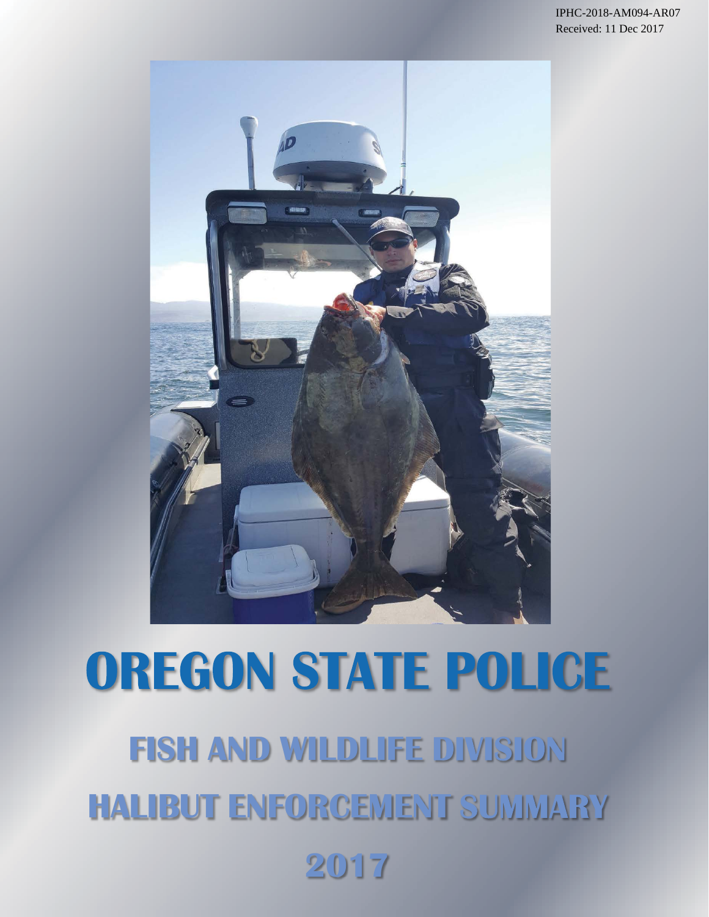IPHC-2018-AM094-AR07
Received: 11 Dec 2017

# OREGON STATE POLICE

## FISH AND WILDLIFE DIVISION

## HALIBUT ENFORCEMENT SUMMARY

## 2017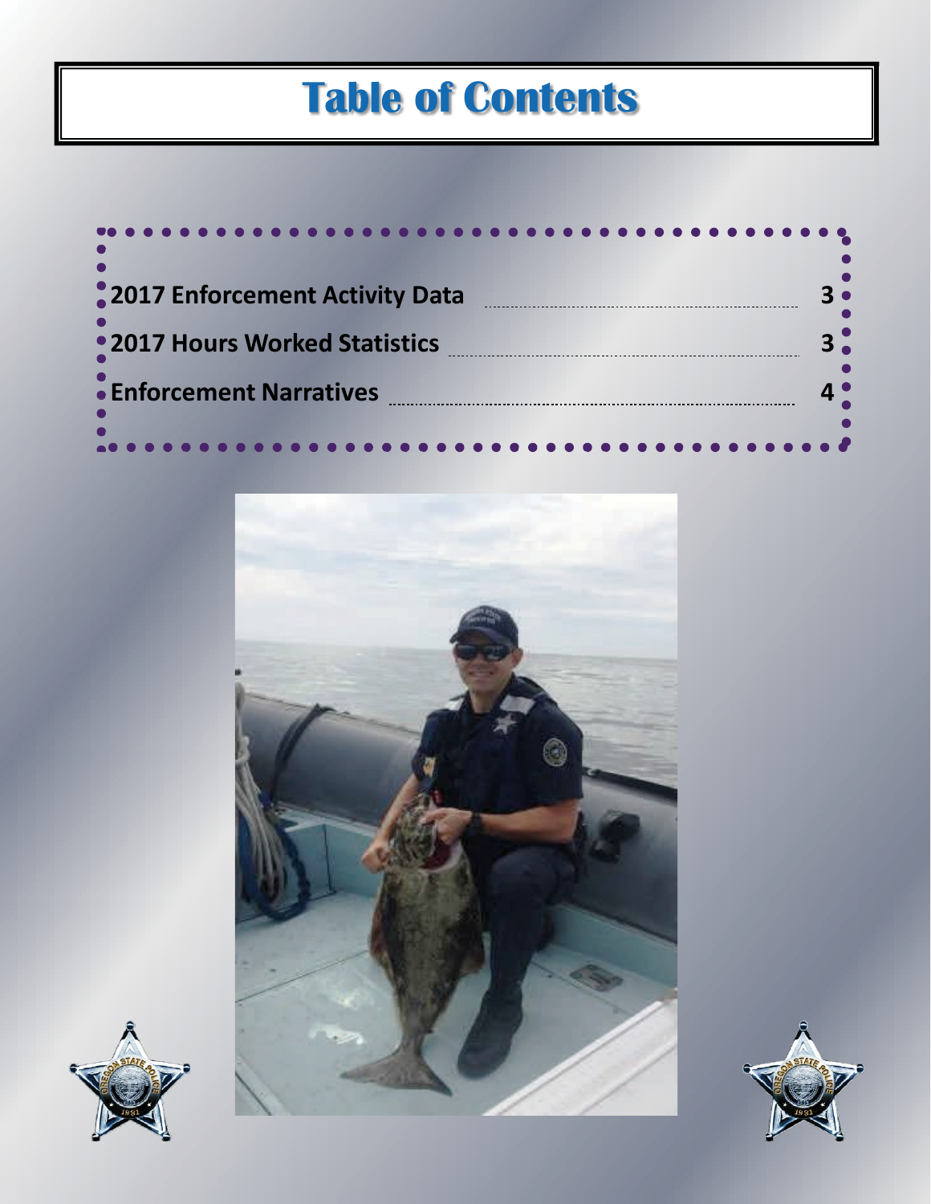# Table of Contents

| | |
|---|---|
| **2017 Enforcement Activity Data** | **3** |
| **2017 Hours Worked Statistics** | **3** |
| **Enforcement Narratives** | **4** |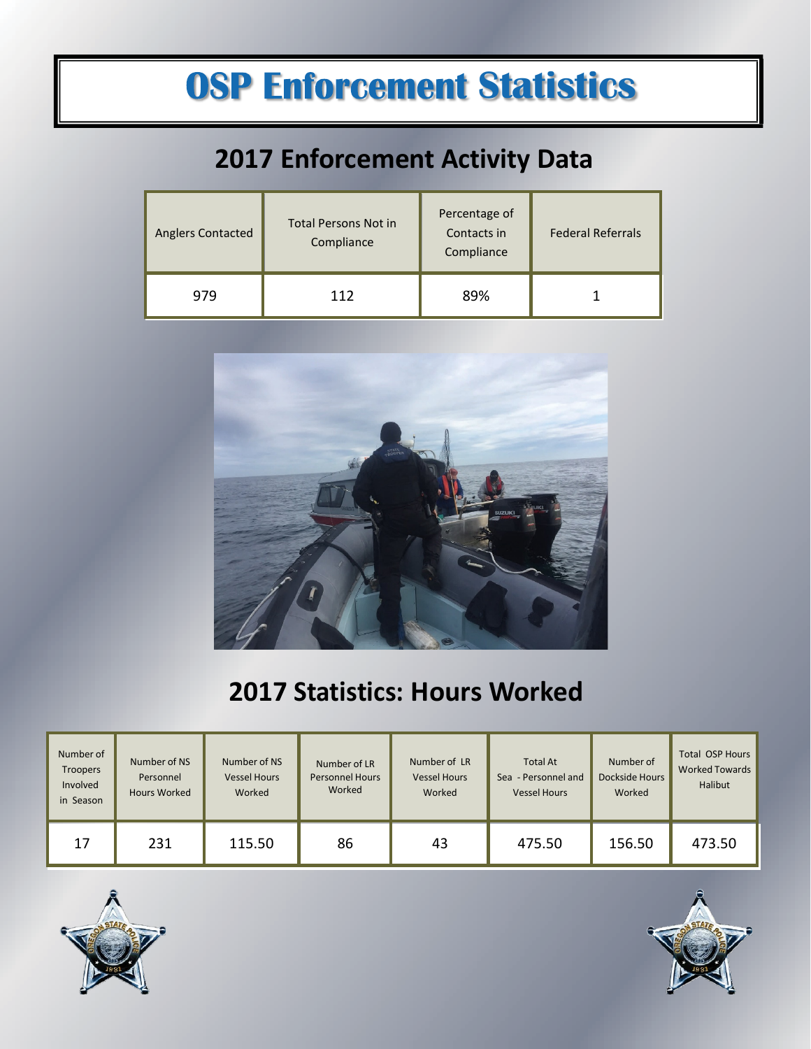# OSP Enforcement Statistics

## 2017 Enforcement Activity Data

| Anglers Contacted | Total Persons Not in Compliance | Percentage of Contacts in Compliance | Federal Referrals |
|---|---|---|---|
| 979 | 112 | 89% | 1 |

## 2017 Statistics: Hours Worked

| Number of Troopers Involved in Season | Number of NS Personnel Hours Worked | Number of NS Vessel Hours Worked | Number of LR Personnel Hours Worked | Number of LR Vessel Hours Worked | Total At Sea - Personnel and Vessel Hours | Number of Dockside Hours Worked | Total OSP Hours Worked Towards Halibut |
|---|---|---|---|---|---|---|---|
| 17 | 231 | 115.50 | 86 | 43 | 475.50 | 156.50 | 473.50 |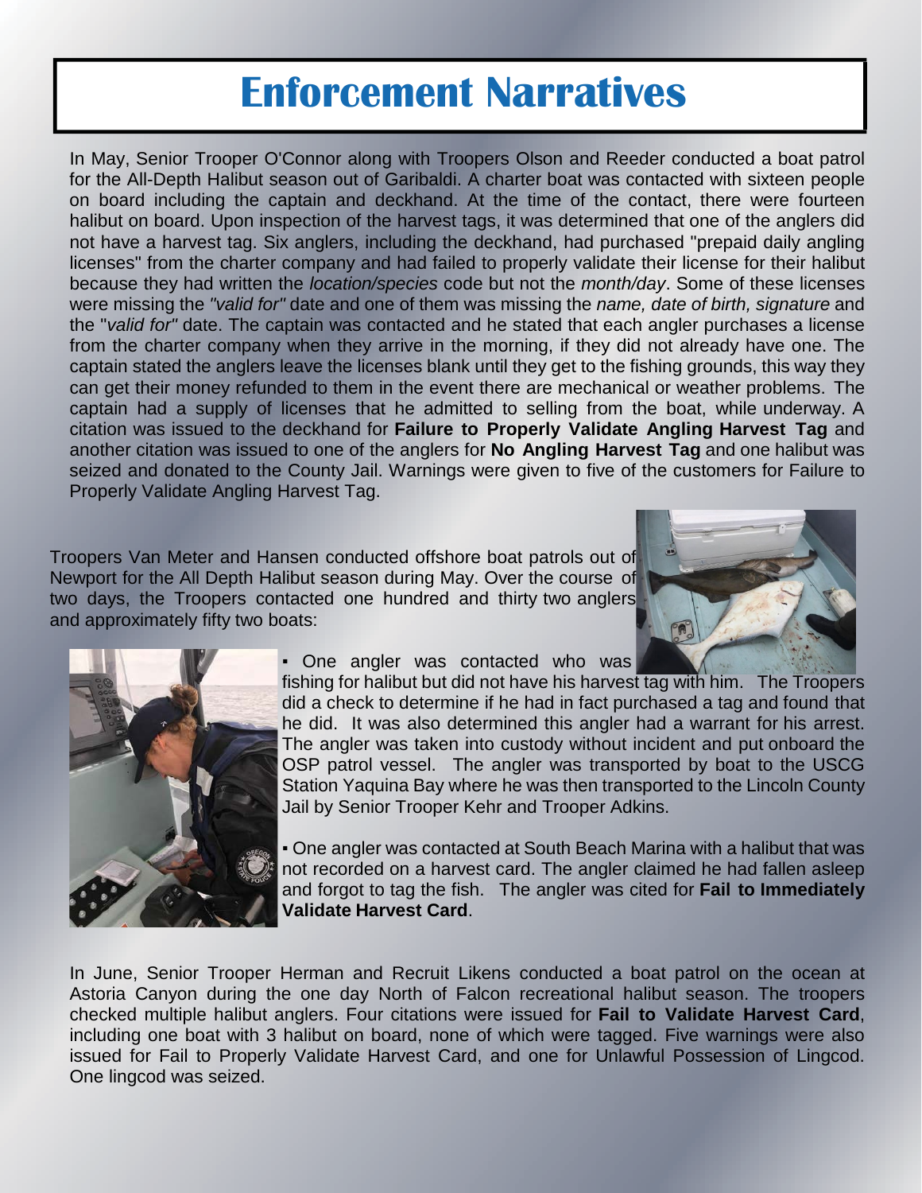# Enforcement Narratives

In May, Senior Trooper O'Connor along with Troopers Olson and Reeder conducted a boat patrol for the All-Depth Halibut season out of Garibaldi. A charter boat was contacted with sixteen people on board including the captain and deckhand. At the time of the contact, there were fourteen halibut on board. Upon inspection of the harvest tags, it was determined that one of the anglers did not have a harvest tag. Six anglers, including the deckhand, had purchased "prepaid daily angling licenses" from the charter company and had failed to properly validate their license for their halibut because they had written the *location/species* code but not the *month/day*. Some of these licenses were missing the *"valid for"* date and one of them was missing the *name, date of birth, signature* and the "*valid for"* date. The captain was contacted and he stated that each angler purchases a license from the charter company when they arrive in the morning, if they did not already have one. The captain stated the anglers leave the licenses blank until they get to the fishing grounds, this way they can get their money refunded to them in the event there are mechanical or weather problems. The captain had a supply of licenses that he admitted to selling from the boat, while underway. A citation was issued to the deckhand for **Failure to Properly Validate Angling Harvest Tag** and another citation was issued to one of the anglers for **No Angling Harvest Tag** and one halibut was seized and donated to the County Jail. Warnings were given to five of the customers for Failure to Properly Validate Angling Harvest Tag.

Troopers Van Meter and Hansen conducted offshore boat patrols out of Newport for the All Depth Halibut season during May. Over the course of two days, the Troopers contacted one hundred and thirty two anglers and approximately fifty two boats:

- One angler was contacted who was fishing for halibut but did not have his harvest tag with him. The Troopers did a check to determine if he had in fact purchased a tag and found that he did. It was also determined this angler had a warrant for his arrest. The angler was taken into custody without incident and put onboard the OSP patrol vessel. The angler was transported by boat to the USCG Station Yaquina Bay where he was then transported to the Lincoln County Jail by Senior Trooper Kehr and Trooper Adkins.

- One angler was contacted at South Beach Marina with a halibut that was not recorded on a harvest card. The angler claimed he had fallen asleep and forgot to tag the fish. The angler was cited for **Fail to Immediately Validate Harvest Card**.

In June, Senior Trooper Herman and Recruit Likens conducted a boat patrol on the ocean at Astoria Canyon during the one day North of Falcon recreational halibut season. The troopers checked multiple halibut anglers. Four citations were issued for **Fail to Validate Harvest Card**, including one boat with 3 halibut on board, none of which were tagged. Five warnings were also issued for Fail to Properly Validate Harvest Card, and one for Unlawful Possession of Lingcod. One lingcod was seized.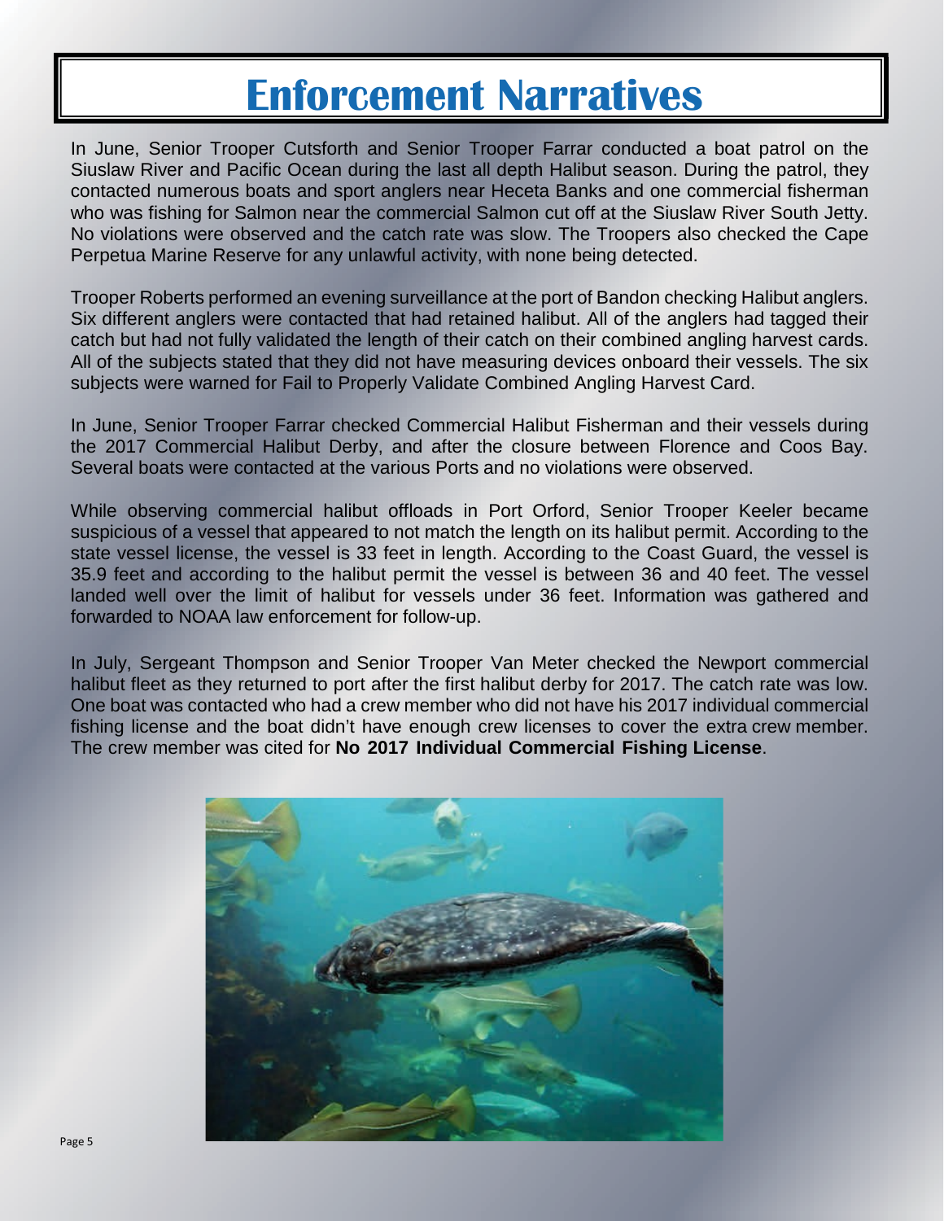# Enforcement Narratives

In June, Senior Trooper Cutsforth and Senior Trooper Farrar conducted a boat patrol on the Siuslaw River and Pacific Ocean during the last all depth Halibut season. During the patrol, they contacted numerous boats and sport anglers near Heceta Banks and one commercial fisherman who was fishing for Salmon near the commercial Salmon cut off at the Siuslaw River South Jetty. No violations were observed and the catch rate was slow. The Troopers also checked the Cape Perpetua Marine Reserve for any unlawful activity, with none being detected.

Trooper Roberts performed an evening surveillance at the port of Bandon checking Halibut anglers. Six different anglers were contacted that had retained halibut. All of the anglers had tagged their catch but had not fully validated the length of their catch on their combined angling harvest cards. All of the subjects stated that they did not have measuring devices onboard their vessels. The six subjects were warned for Fail to Properly Validate Combined Angling Harvest Card.

In June, Senior Trooper Farrar checked Commercial Halibut Fisherman and their vessels during the 2017 Commercial Halibut Derby, and after the closure between Florence and Coos Bay. Several boats were contacted at the various Ports and no violations were observed.

While observing commercial halibut offloads in Port Orford, Senior Trooper Keeler became suspicious of a vessel that appeared to not match the length on its halibut permit. According to the state vessel license, the vessel is 33 feet in length. According to the Coast Guard, the vessel is 35.9 feet and according to the halibut permit the vessel is between 36 and 40 feet. The vessel landed well over the limit of halibut for vessels under 36 feet. Information was gathered and forwarded to NOAA law enforcement for follow-up.

In July, Sergeant Thompson and Senior Trooper Van Meter checked the Newport commercial halibut fleet as they returned to port after the first halibut derby for 2017. The catch rate was low. One boat was contacted who had a crew member who did not have his 2017 individual commercial fishing license and the boat didn't have enough crew licenses to cover the extra crew member. The crew member was cited for **No 2017 Individual Commercial Fishing License**.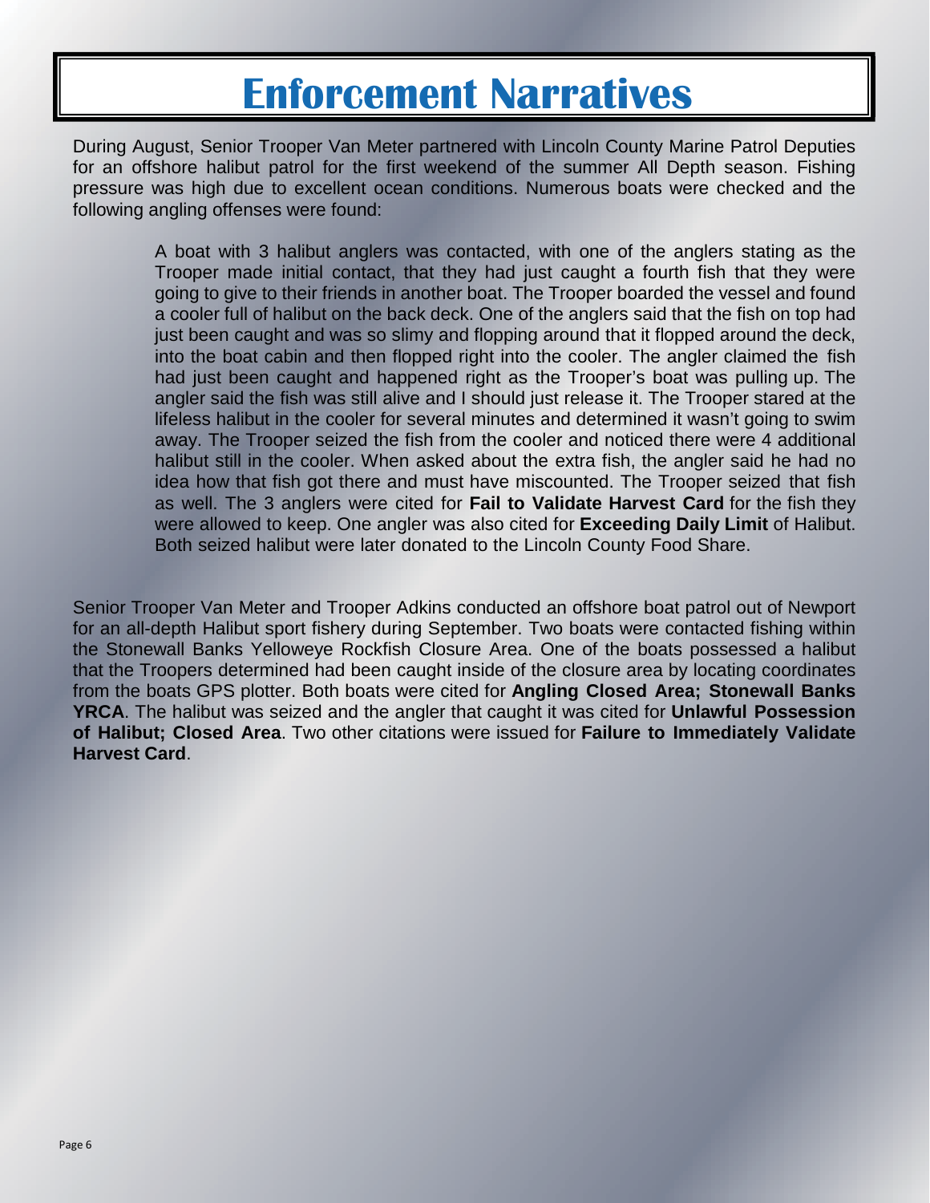# Enforcement Narratives

During August, Senior Trooper Van Meter partnered with Lincoln County Marine Patrol Deputies for an offshore halibut patrol for the first weekend of the summer All Depth season. Fishing pressure was high due to excellent ocean conditions. Numerous boats were checked and the following angling offenses were found:

> A boat with 3 halibut anglers was contacted, with one of the anglers stating as the Trooper made initial contact, that they had just caught a fourth fish that they were going to give to their friends in another boat. The Trooper boarded the vessel and found a cooler full of halibut on the back deck. One of the anglers said that the fish on top had just been caught and was so slimy and flopping around that it flopped around the deck, into the boat cabin and then flopped right into the cooler. The angler claimed the fish had just been caught and happened right as the Trooper's boat was pulling up. The angler said the fish was still alive and I should just release it. The Trooper stared at the lifeless halibut in the cooler for several minutes and determined it wasn't going to swim away. The Trooper seized the fish from the cooler and noticed there were 4 additional halibut still in the cooler. When asked about the extra fish, the angler said he had no idea how that fish got there and must have miscounted. The Trooper seized that fish as well. The 3 anglers were cited for **Fail to Validate Harvest Card** for the fish they were allowed to keep. One angler was also cited for **Exceeding Daily Limit** of Halibut. Both seized halibut were later donated to the Lincoln County Food Share.

Senior Trooper Van Meter and Trooper Adkins conducted an offshore boat patrol out of Newport for an all-depth Halibut sport fishery during September. Two boats were contacted fishing within the Stonewall Banks Yelloweye Rockfish Closure Area. One of the boats possessed a halibut that the Troopers determined had been caught inside of the closure area by locating coordinates from the boats GPS plotter. Both boats were cited for **Angling Closed Area; Stonewall Banks YRCA**. The halibut was seized and the angler that caught it was cited for **Unlawful Possession of Halibut; Closed Area**. Two other citations were issued for **Failure to Immediately Validate Harvest Card**.